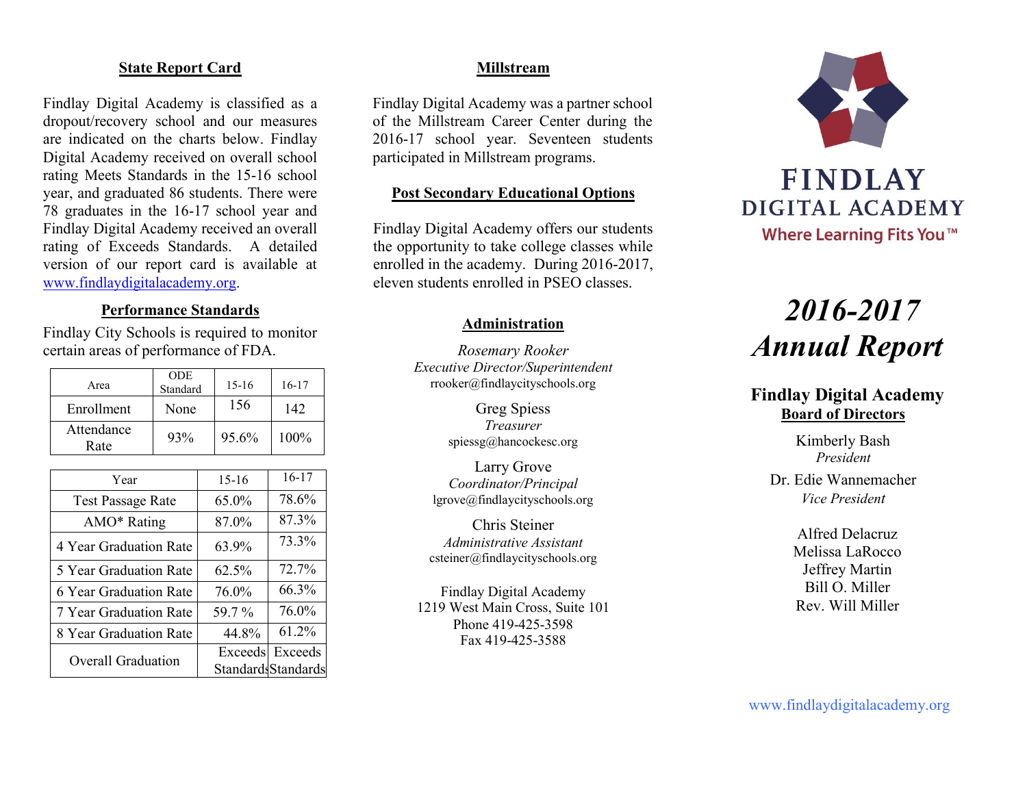## State Report Card

Findlay Digital Academy is classified as a dropout/recovery school and our measures are indicated on the charts below. Findlay Digital Academy received on overall school rating Meets Standards in the 15-16 school year, and graduated 86 students. There were 78 graduates in the 16-17 school year and Findlay Digital Academy received an overall rating of Exceeds Standards. A detailed version of our report card is available at www.findlaydigitalacademy.org.

## Performance Standards

Findlay City Schools is required to monitor certain areas of performance of FDA.

| Area | ODE Standard | 15-16 | 16-17 |
|---|---|---|---|
| Enrollment | None | 156 | 142 |
| Attendance Rate | 93% | 95.6% | 100% |

| Year | 15-16 | 16-17 |
|---|---|---|
| Test Passage Rate | 65.0% | 78.6% |
| AMO* Rating | 87.0% | 87.3% |
| 4 Year Graduation Rate | 63.9% | 73.3% |
| 5 Year Graduation Rate | 62.5% | 72.7% |
| 6 Year Graduation Rate | 76.0% | 66.3% |
| 7 Year Graduation Rate | 59.7 % | 76.0% |
| 8 Year Graduation Rate | 44.8% | 61.2% |
| Overall Graduation | Exceeds Standards | Exceeds Standards |

## Millstream

Findlay Digital Academy was a partner school of the Millstream Career Center during the 2016-17 school year. Seventeen students participated in Millstream programs.

## Post Secondary Educational Options

Findlay Digital Academy offers our students the opportunity to take college classes while enrolled in the academy. During 2016-2017, eleven students enrolled in PSEO classes.

## Administration

*Rosemary Rooker*
*Executive Director/Superintendent*
rrooker@findlaycityschools.org

Greg Spiess
*Treasurer*
spiessg@hancockesc.org

Larry Grove
*Coordinator/Principal*
lgrove@findlaycityschools.org

Chris Steiner
*Administrative Assistant*
csteiner@findlaycityschools.org

Findlay Digital Academy
1219 West Main Cross, Suite 101
Phone 419-425-3598
Fax 419-425-3588

# FINDLAY DIGITAL ACADEMY

Where Learning Fits You™

# *2016-2017 Annual Report*

## Findlay Digital Academy Board of Directors

Kimberly Bash
*President*

Dr. Edie Wannemacher
*Vice President*

Alfred Delacruz
Melissa LaRocco
Jeffrey Martin
Bill O. Miller
Rev. Will Miller

www.findlaydigitalacademy.org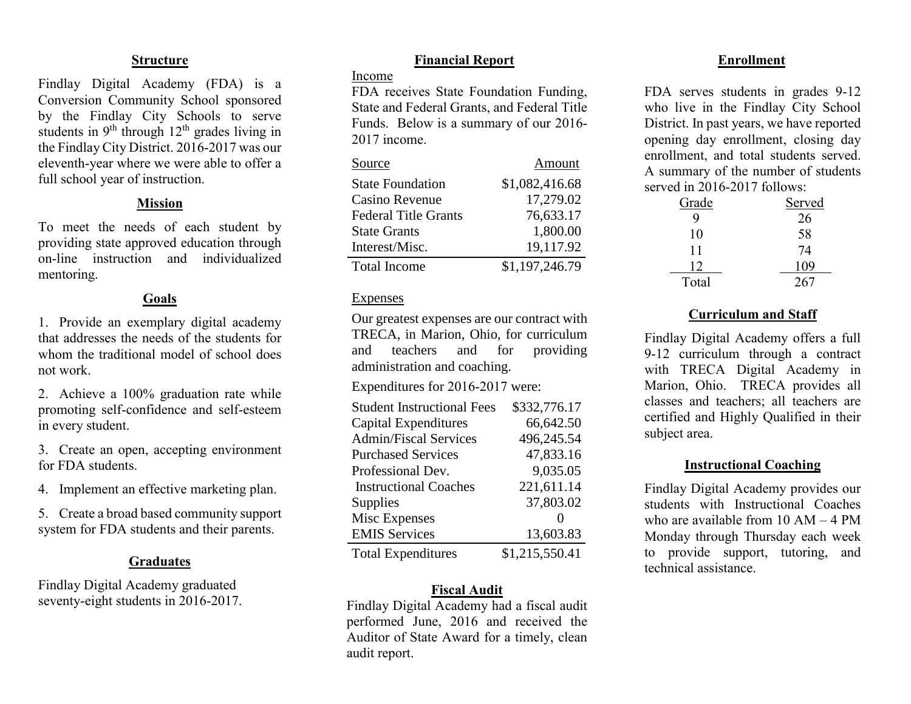## Structure

Findlay Digital Academy (FDA) is a Conversion Community School sponsored by the Findlay City Schools to serve students in 9th through 12th grades living in the Findlay City District. 2016-2017 was our eleventh-year where we were able to offer a full school year of instruction.

## Mission

To meet the needs of each student by providing state approved education through on-line instruction and individualized mentoring.

## Goals

1. Provide an exemplary digital academy that addresses the needs of the students for whom the traditional model of school does not work.
2. Achieve a 100% graduation rate while promoting self-confidence and self-esteem in every student.
3. Create an open, accepting environment for FDA students.
4. Implement an effective marketing plan.
5. Create a broad based community support system for FDA students and their parents.

## Graduates

Findlay Digital Academy graduated seventy-eight students in 2016-2017.

## Financial Report

Income

FDA receives State Foundation Funding, State and Federal Grants, and Federal Title Funds. Below is a summary of our 2016-2017 income.

| Source | Amount |
|---|---|
| State Foundation | $1,082,416.68 |
| Casino Revenue | 17,279.02 |
| Federal Title Grants | 76,633.17 |
| State Grants | 1,800.00 |
| Interest/Misc. | 19,117.92 |
| Total Income | $1,197,246.79 |

Expenses

Our greatest expenses are our contract with TRECA, in Marion, Ohio, for curriculum and teachers and for providing administration and coaching.

Expenditures for 2016-2017 were:

| | |
|---|---|
| Student Instructional Fees | $332,776.17 |
| Capital Expenditures | 66,642.50 |
| Admin/Fiscal Services | 496,245.54 |
| Purchased Services | 47,833.16 |
| Professional Dev. | 9,035.05 |
| Instructional Coaches | 221,611.14 |
| Supplies | 37,803.02 |
| Misc Expenses | 0 |
| EMIS Services | 13,603.83 |
| Total Expenditures | $1,215,550.41 |

## Fiscal Audit

Findlay Digital Academy had a fiscal audit performed June, 2016 and received the Auditor of State Award for a timely, clean audit report.

## Enrollment

FDA serves students in grades 9-12 who live in the Findlay City School District. In past years, we have reported opening day enrollment, closing day enrollment, and total students served. A summary of the number of students served in 2016-2017 follows:

| Grade | Served |
|---|---|
| 9 | 26 |
| 10 | 58 |
| 11 | 74 |
| 12 | 109 |
| Total | 267 |

## Curriculum and Staff

Findlay Digital Academy offers a full 9-12 curriculum through a contract with TRECA Digital Academy in Marion, Ohio. TRECA provides all classes and teachers; all teachers are certified and Highly Qualified in their subject area.

## Instructional Coaching

Findlay Digital Academy provides our students with Instructional Coaches who are available from 10 AM – 4 PM Monday through Thursday each week to provide support, tutoring, and technical assistance.